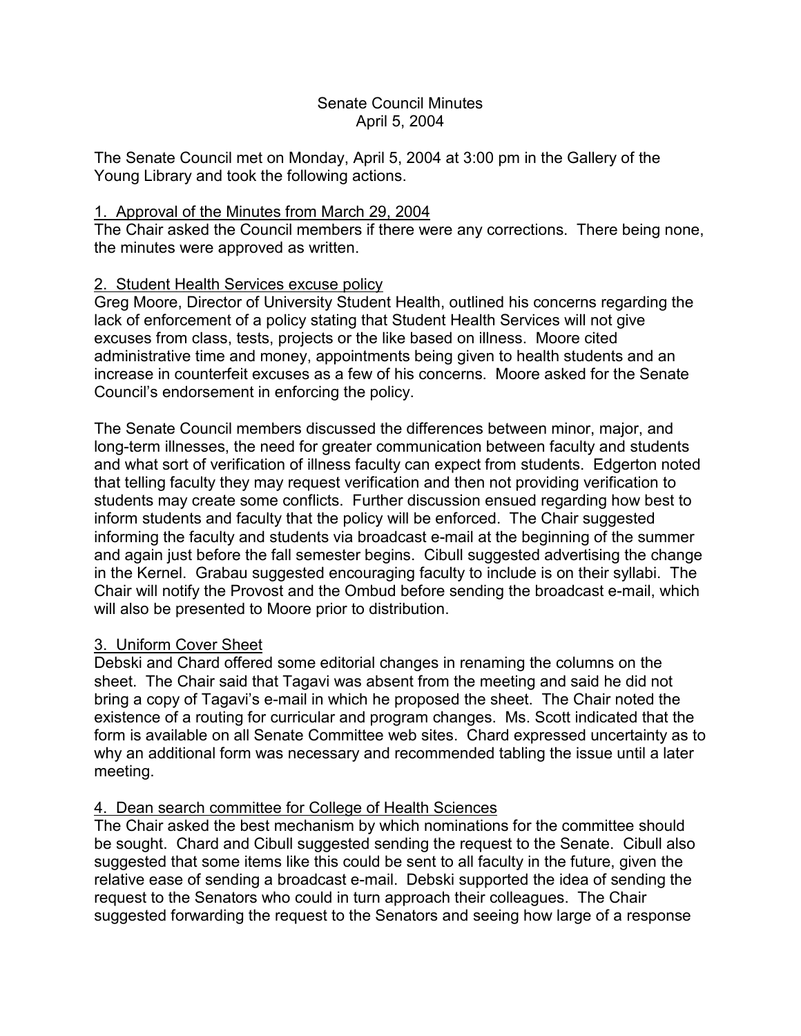# Senate Council Minutes
## April 5, 2004

The Senate Council met on Monday, April 5, 2004 at 3:00 pm in the Gallery of the Young Library and took the following actions.

### 1. Approval of the Minutes from March 29, 2004

The Chair asked the Council members if there were any corrections. There being none, the minutes were approved as written.

### 2. Student Health Services excuse policy

Greg Moore, Director of University Student Health, outlined his concerns regarding the lack of enforcement of a policy stating that Student Health Services will not give excuses from class, tests, projects or the like based on illness. Moore cited administrative time and money, appointments being given to health students and an increase in counterfeit excuses as a few of his concerns. Moore asked for the Senate Council's endorsement in enforcing the policy.

The Senate Council members discussed the differences between minor, major, and long-term illnesses, the need for greater communication between faculty and students and what sort of verification of illness faculty can expect from students. Edgerton noted that telling faculty they may request verification and then not providing verification to students may create some conflicts. Further discussion ensued regarding how best to inform students and faculty that the policy will be enforced. The Chair suggested informing the faculty and students via broadcast e-mail at the beginning of the summer and again just before the fall semester begins. Cibull suggested advertising the change in the Kernel. Grabau suggested encouraging faculty to include is on their syllabi. The Chair will notify the Provost and the Ombud before sending the broadcast e-mail, which will also be presented to Moore prior to distribution.

### 3. Uniform Cover Sheet

Debski and Chard offered some editorial changes in renaming the columns on the sheet. The Chair said that Tagavi was absent from the meeting and said he did not bring a copy of Tagavi's e-mail in which he proposed the sheet. The Chair noted the existence of a routing for curricular and program changes. Ms. Scott indicated that the form is available on all Senate Committee web sites. Chard expressed uncertainty as to why an additional form was necessary and recommended tabling the issue until a later meeting.

### 4. Dean search committee for College of Health Sciences

The Chair asked the best mechanism by which nominations for the committee should be sought. Chard and Cibull suggested sending the request to the Senate. Cibull also suggested that some items like this could be sent to all faculty in the future, given the relative ease of sending a broadcast e-mail. Debski supported the idea of sending the request to the Senators who could in turn approach their colleagues. The Chair suggested forwarding the request to the Senators and seeing how large of a response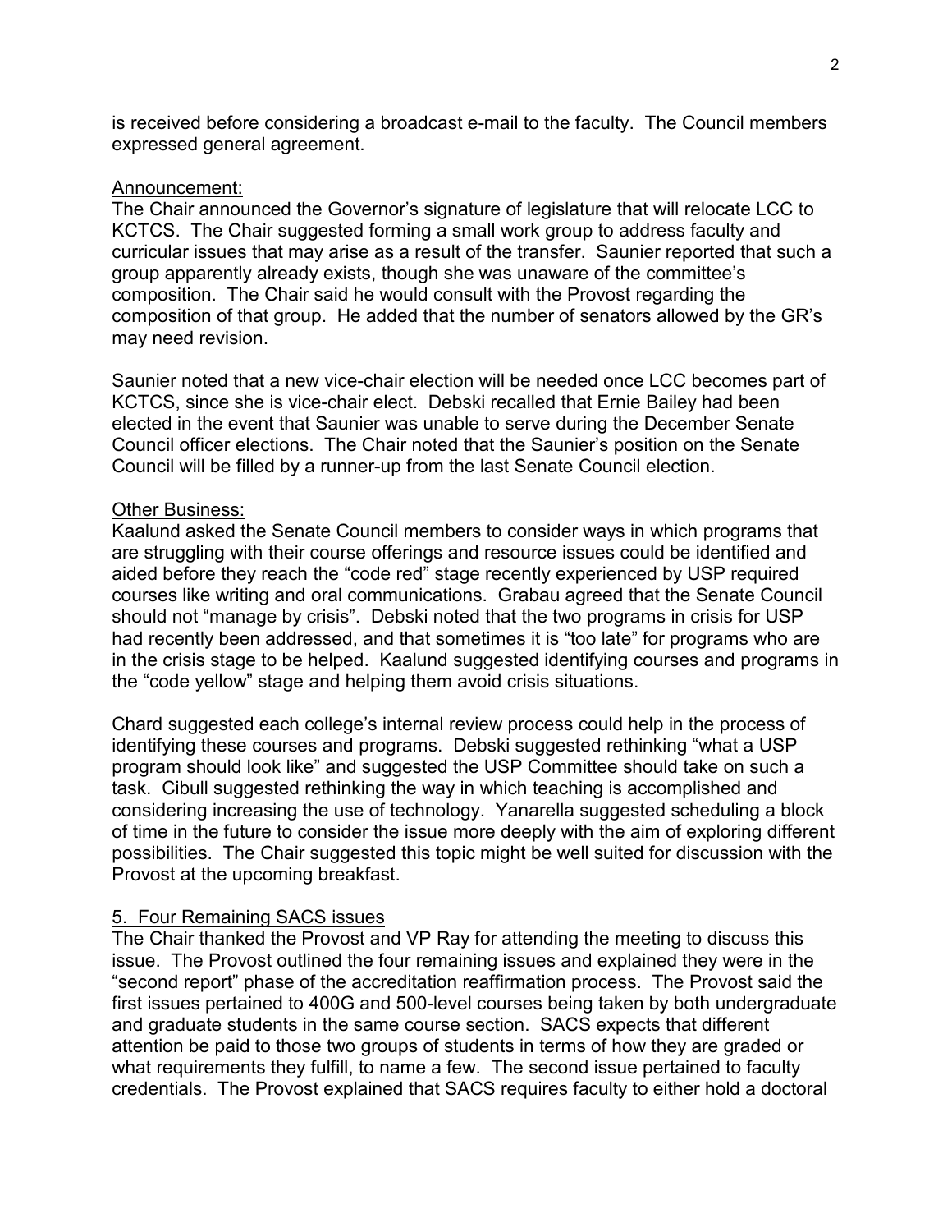is received before considering a broadcast e-mail to the faculty. The Council members expressed general agreement.

Announcement:

The Chair announced the Governor's signature of legislature that will relocate LCC to KCTCS. The Chair suggested forming a small work group to address faculty and curricular issues that may arise as a result of the transfer. Saunier reported that such a group apparently already exists, though she was unaware of the committee's composition. The Chair said he would consult with the Provost regarding the composition of that group. He added that the number of senators allowed by the GR's may need revision.

Saunier noted that a new vice-chair election will be needed once LCC becomes part of KCTCS, since she is vice-chair elect. Debski recalled that Ernie Bailey had been elected in the event that Saunier was unable to serve during the December Senate Council officer elections. The Chair noted that the Saunier's position on the Senate Council will be filled by a runner-up from the last Senate Council election.

Other Business:

Kaalund asked the Senate Council members to consider ways in which programs that are struggling with their course offerings and resource issues could be identified and aided before they reach the "code red" stage recently experienced by USP required courses like writing and oral communications. Grabau agreed that the Senate Council should not "manage by crisis". Debski noted that the two programs in crisis for USP had recently been addressed, and that sometimes it is "too late" for programs who are in the crisis stage to be helped. Kaalund suggested identifying courses and programs in the "code yellow" stage and helping them avoid crisis situations.

Chard suggested each college's internal review process could help in the process of identifying these courses and programs. Debski suggested rethinking "what a USP program should look like" and suggested the USP Committee should take on such a task. Cibull suggested rethinking the way in which teaching is accomplished and considering increasing the use of technology. Yanarella suggested scheduling a block of time in the future to consider the issue more deeply with the aim of exploring different possibilities. The Chair suggested this topic might be well suited for discussion with the Provost at the upcoming breakfast.

5. Four Remaining SACS issues

The Chair thanked the Provost and VP Ray for attending the meeting to discuss this issue. The Provost outlined the four remaining issues and explained they were in the "second report" phase of the accreditation reaffirmation process. The Provost said the first issues pertained to 400G and 500-level courses being taken by both undergraduate and graduate students in the same course section. SACS expects that different attention be paid to those two groups of students in terms of how they are graded or what requirements they fulfill, to name a few. The second issue pertained to faculty credentials. The Provost explained that SACS requires faculty to either hold a doctoral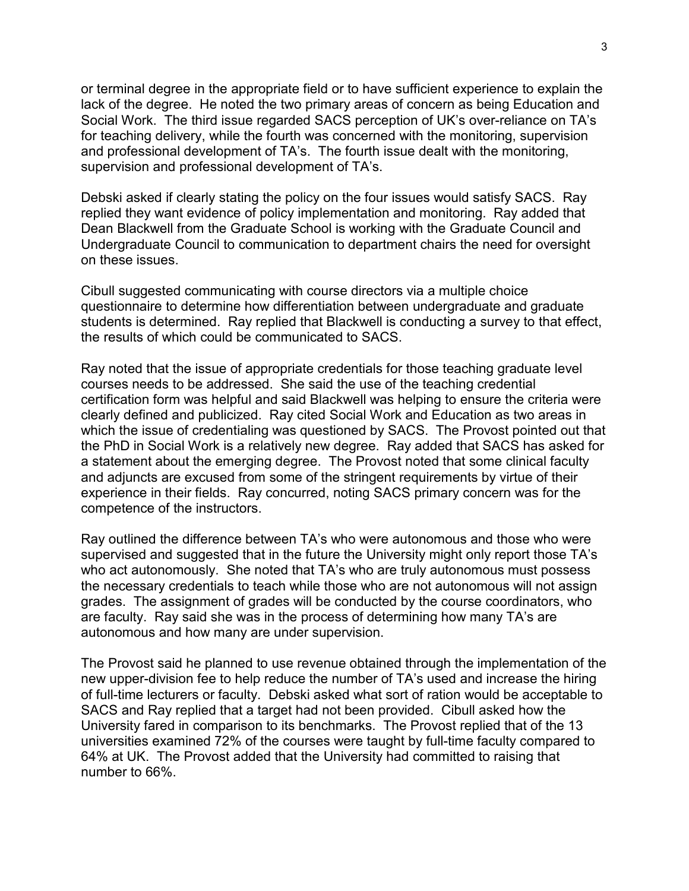or terminal degree in the appropriate field or to have sufficient experience to explain the lack of the degree. He noted the two primary areas of concern as being Education and Social Work. The third issue regarded SACS perception of UK's over-reliance on TA's for teaching delivery, while the fourth was concerned with the monitoring, supervision and professional development of TA's. The fourth issue dealt with the monitoring, supervision and professional development of TA's.

Debski asked if clearly stating the policy on the four issues would satisfy SACS. Ray replied they want evidence of policy implementation and monitoring. Ray added that Dean Blackwell from the Graduate School is working with the Graduate Council and Undergraduate Council to communication to department chairs the need for oversight on these issues.

Cibull suggested communicating with course directors via a multiple choice questionnaire to determine how differentiation between undergraduate and graduate students is determined. Ray replied that Blackwell is conducting a survey to that effect, the results of which could be communicated to SACS.

Ray noted that the issue of appropriate credentials for those teaching graduate level courses needs to be addressed. She said the use of the teaching credential certification form was helpful and said Blackwell was helping to ensure the criteria were clearly defined and publicized. Ray cited Social Work and Education as two areas in which the issue of credentialing was questioned by SACS. The Provost pointed out that the PhD in Social Work is a relatively new degree. Ray added that SACS has asked for a statement about the emerging degree. The Provost noted that some clinical faculty and adjuncts are excused from some of the stringent requirements by virtue of their experience in their fields. Ray concurred, noting SACS primary concern was for the competence of the instructors.

Ray outlined the difference between TA's who were autonomous and those who were supervised and suggested that in the future the University might only report those TA's who act autonomously. She noted that TA's who are truly autonomous must possess the necessary credentials to teach while those who are not autonomous will not assign grades. The assignment of grades will be conducted by the course coordinators, who are faculty. Ray said she was in the process of determining how many TA's are autonomous and how many are under supervision.

The Provost said he planned to use revenue obtained through the implementation of the new upper-division fee to help reduce the number of TA's used and increase the hiring of full-time lecturers or faculty. Debski asked what sort of ration would be acceptable to SACS and Ray replied that a target had not been provided. Cibull asked how the University fared in comparison to its benchmarks. The Provost replied that of the 13 universities examined 72% of the courses were taught by full-time faculty compared to 64% at UK. The Provost added that the University had committed to raising that number to 66%.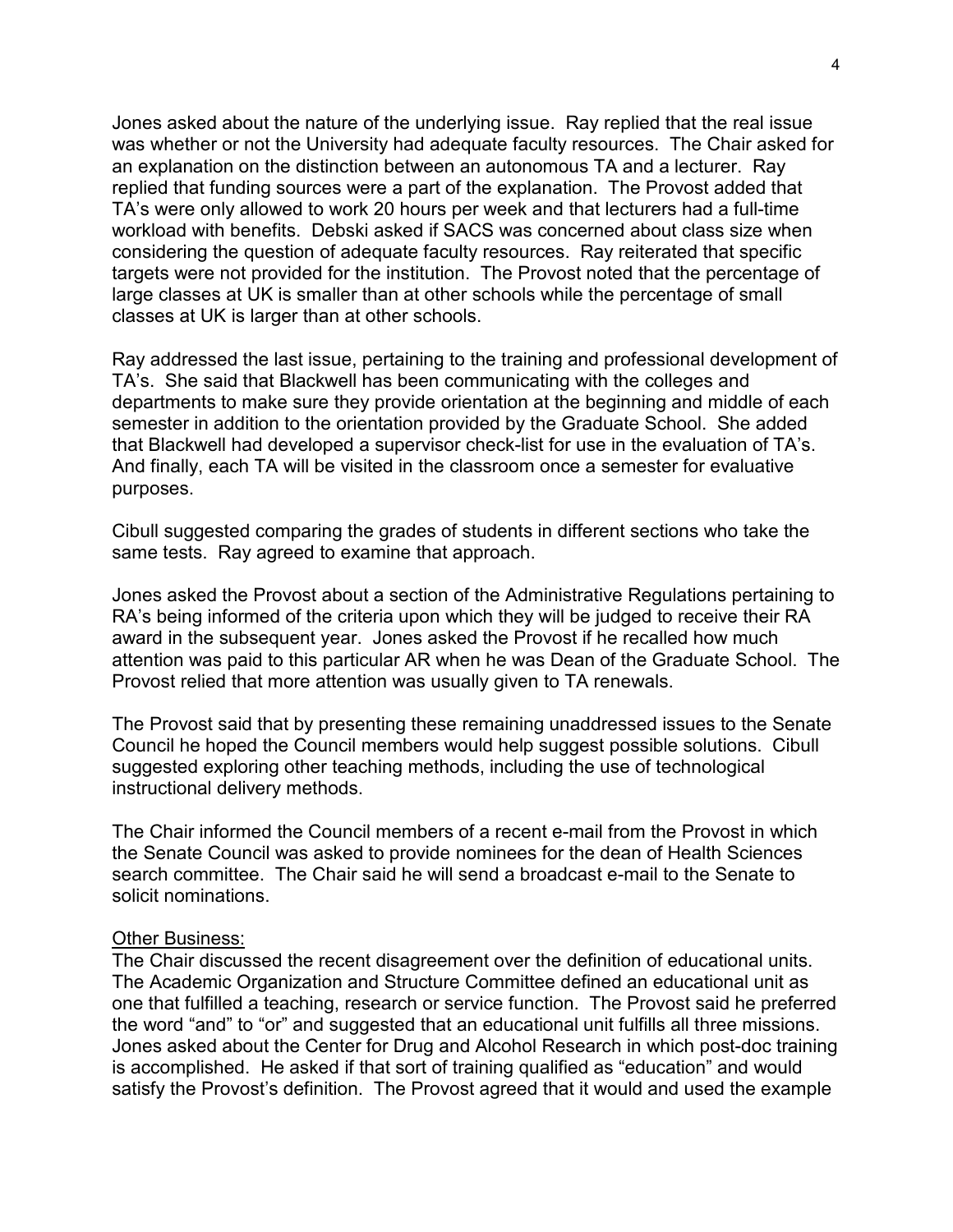Jones asked about the nature of the underlying issue. Ray replied that the real issue was whether or not the University had adequate faculty resources. The Chair asked for an explanation on the distinction between an autonomous TA and a lecturer. Ray replied that funding sources were a part of the explanation. The Provost added that TA's were only allowed to work 20 hours per week and that lecturers had a full-time workload with benefits. Debski asked if SACS was concerned about class size when considering the question of adequate faculty resources. Ray reiterated that specific targets were not provided for the institution. The Provost noted that the percentage of large classes at UK is smaller than at other schools while the percentage of small classes at UK is larger than at other schools.

Ray addressed the last issue, pertaining to the training and professional development of TA's. She said that Blackwell has been communicating with the colleges and departments to make sure they provide orientation at the beginning and middle of each semester in addition to the orientation provided by the Graduate School. She added that Blackwell had developed a supervisor check-list for use in the evaluation of TA's. And finally, each TA will be visited in the classroom once a semester for evaluative purposes.

Cibull suggested comparing the grades of students in different sections who take the same tests. Ray agreed to examine that approach.

Jones asked the Provost about a section of the Administrative Regulations pertaining to RA's being informed of the criteria upon which they will be judged to receive their RA award in the subsequent year. Jones asked the Provost if he recalled how much attention was paid to this particular AR when he was Dean of the Graduate School. The Provost relied that more attention was usually given to TA renewals.

The Provost said that by presenting these remaining unaddressed issues to the Senate Council he hoped the Council members would help suggest possible solutions. Cibull suggested exploring other teaching methods, including the use of technological instructional delivery methods.

The Chair informed the Council members of a recent e-mail from the Provost in which the Senate Council was asked to provide nominees for the dean of Health Sciences search committee. The Chair said he will send a broadcast e-mail to the Senate to solicit nominations.

Other Business:

The Chair discussed the recent disagreement over the definition of educational units. The Academic Organization and Structure Committee defined an educational unit as one that fulfilled a teaching, research or service function. The Provost said he preferred the word "and" to "or" and suggested that an educational unit fulfills all three missions. Jones asked about the Center for Drug and Alcohol Research in which post-doc training is accomplished. He asked if that sort of training qualified as "education" and would satisfy the Provost's definition. The Provost agreed that it would and used the example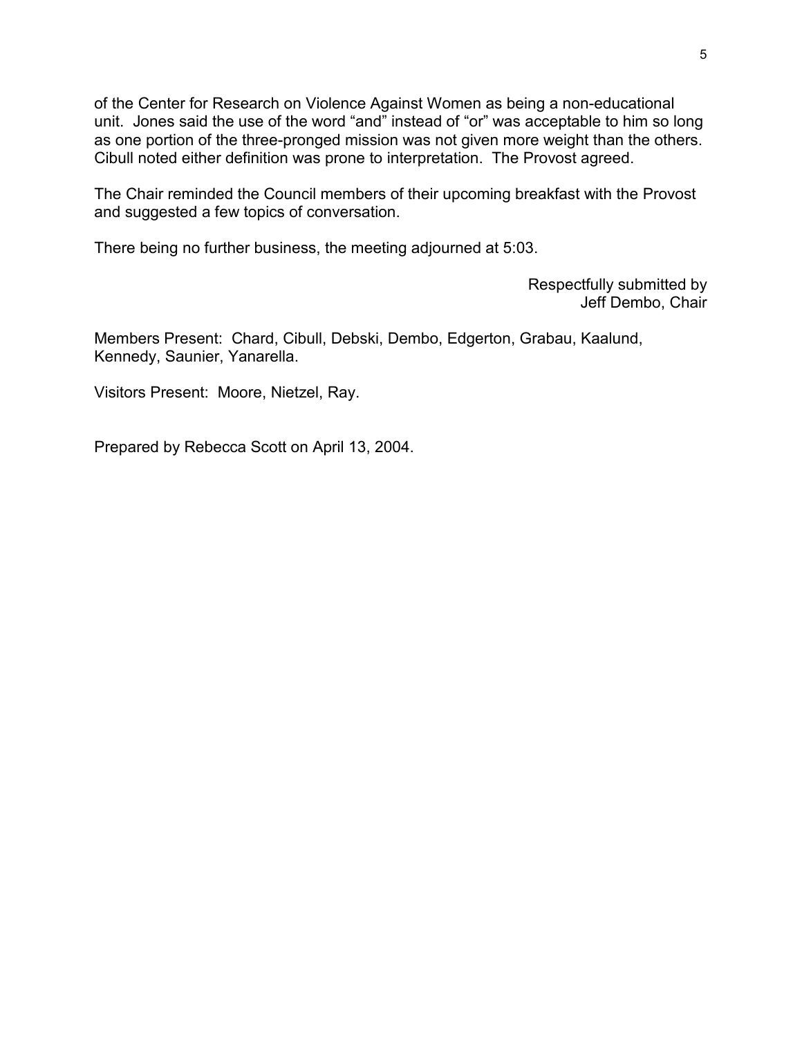of the Center for Research on Violence Against Women as being a non-educational unit. Jones said the use of the word "and" instead of "or" was acceptable to him so long as one portion of the three-pronged mission was not given more weight than the others. Cibull noted either definition was prone to interpretation. The Provost agreed.

The Chair reminded the Council members of their upcoming breakfast with the Provost and suggested a few topics of conversation.

There being no further business, the meeting adjourned at 5:03.

Respectfully submitted by
Jeff Dembo, Chair

Members Present: Chard, Cibull, Debski, Dembo, Edgerton, Grabau, Kaalund, Kennedy, Saunier, Yanarella.

Visitors Present: Moore, Nietzel, Ray.

Prepared by Rebecca Scott on April 13, 2004.